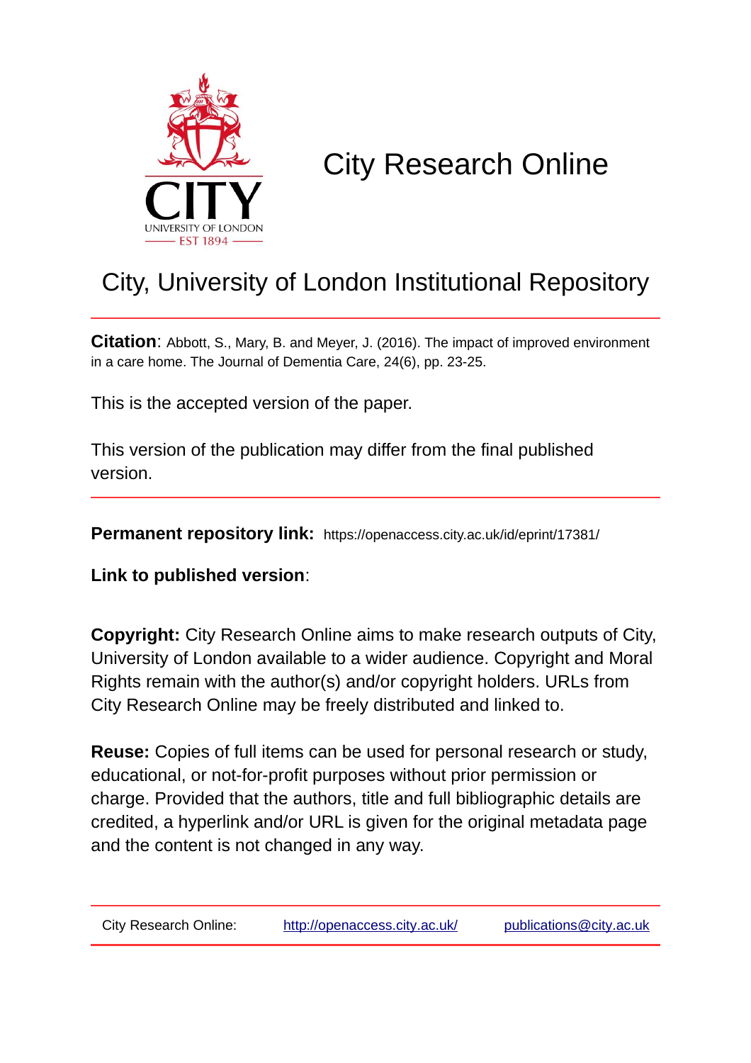# City Research Online

## City, University of London Institutional Repository

**Citation**: Abbott, S., Mary, B. and Meyer, J. (2016). The impact of improved environment in a care home. The Journal of Dementia Care, 24(6), pp. 23-25.

This is the accepted version of the paper.

This version of the publication may differ from the final published version.

**Permanent repository link:** https://openaccess.city.ac.uk/id/eprint/17381/

**Link to published version**:

**Copyright:** City Research Online aims to make research outputs of City, University of London available to a wider audience. Copyright and Moral Rights remain with the author(s) and/or copyright holders. URLs from City Research Online may be freely distributed and linked to.

**Reuse:** Copies of full items can be used for personal research or study, educational, or not-for-profit purposes without prior permission or charge. Provided that the authors, title and full bibliographic details are credited, a hyperlink and/or URL is given for the original metadata page and the content is not changed in any way.

City Research Online: http://openaccess.city.ac.uk/ publications@city.ac.uk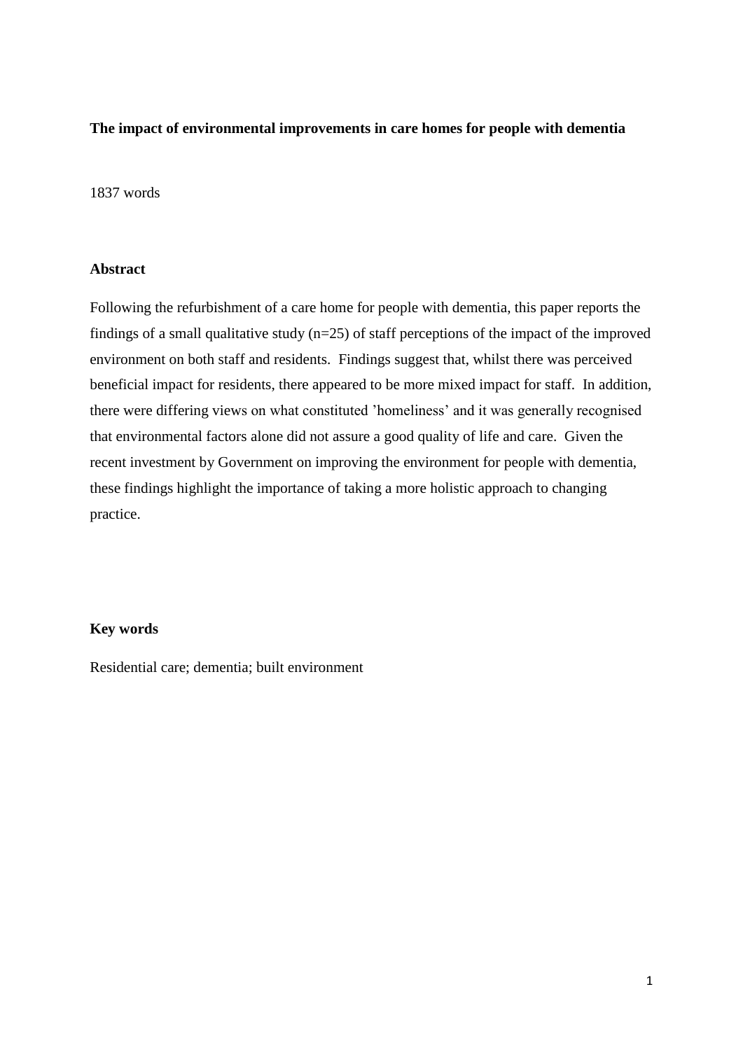**The impact of environmental improvements in care homes for people with dementia**

1837 words

**Abstract**

Following the refurbishment of a care home for people with dementia, this paper reports the findings of a small qualitative study (n=25) of staff perceptions of the impact of the improved environment on both staff and residents. Findings suggest that, whilst there was perceived beneficial impact for residents, there appeared to be more mixed impact for staff. In addition, there were differing views on what constituted 'homeliness' and it was generally recognised that environmental factors alone did not assure a good quality of life and care. Given the recent investment by Government on improving the environment for people with dementia, these findings highlight the importance of taking a more holistic approach to changing practice.

**Key words**

Residential care; dementia; built environment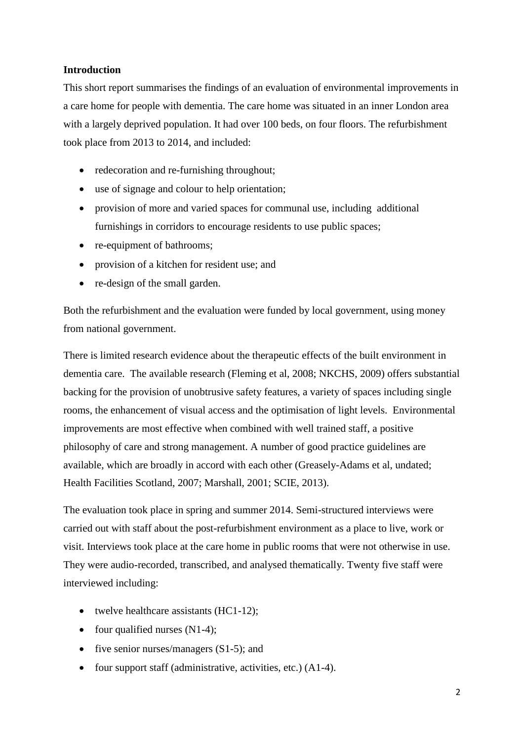**Introduction**

This short report summarises the findings of an evaluation of environmental improvements in a care home for people with dementia. The care home was situated in an inner London area with a largely deprived population. It had over 100 beds, on four floors. The refurbishment took place from 2013 to 2014, and included:

- redecoration and re-furnishing throughout;
- use of signage and colour to help orientation;
- provision of more and varied spaces for communal use, including additional furnishings in corridors to encourage residents to use public spaces;
- re-equipment of bathrooms;
- provision of a kitchen for resident use; and
- re-design of the small garden.

Both the refurbishment and the evaluation were funded by local government, using money from national government.

There is limited research evidence about the therapeutic effects of the built environment in dementia care. The available research (Fleming et al, 2008; NKCHS, 2009) offers substantial backing for the provision of unobtrusive safety features, a variety of spaces including single rooms, the enhancement of visual access and the optimisation of light levels. Environmental improvements are most effective when combined with well trained staff, a positive philosophy of care and strong management. A number of good practice guidelines are available, which are broadly in accord with each other (Greasely-Adams et al, undated; Health Facilities Scotland, 2007; Marshall, 2001; SCIE, 2013).

The evaluation took place in spring and summer 2014. Semi-structured interviews were carried out with staff about the post-refurbishment environment as a place to live, work or visit. Interviews took place at the care home in public rooms that were not otherwise in use. They were audio-recorded, transcribed, and analysed thematically. Twenty five staff were interviewed including:

- twelve healthcare assistants (HC1-12);
- four qualified nurses (N1-4);
- five senior nurses/managers (S1-5); and
- four support staff (administrative, activities, etc.) (A1-4).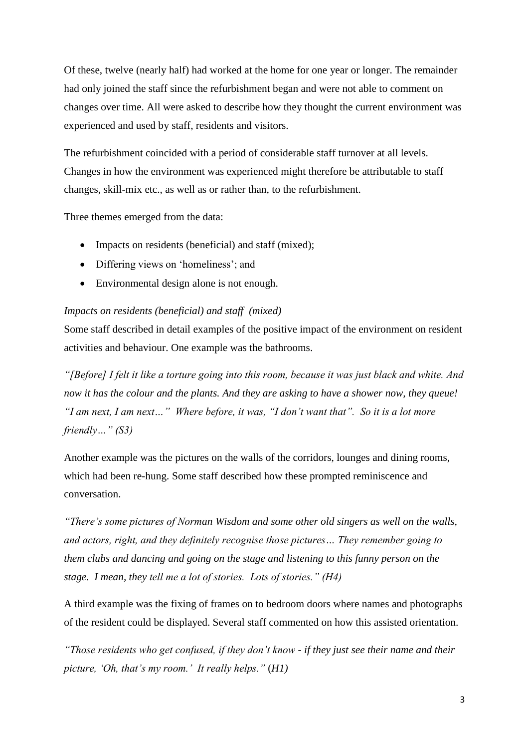Of these, twelve (nearly half) had worked at the home for one year or longer. The remainder had only joined the staff since the refurbishment began and were not able to comment on changes over time. All were asked to describe how they thought the current environment was experienced and used by staff, residents and visitors.

The refurbishment coincided with a period of considerable staff turnover at all levels. Changes in how the environment was experienced might therefore be attributable to staff changes, skill-mix etc., as well as or rather than, to the refurbishment.

Three themes emerged from the data:

- Impacts on residents (beneficial) and staff (mixed);
- Differing views on 'homeliness'; and
- Environmental design alone is not enough.

*Impacts on residents (beneficial) and staff (mixed)*

Some staff described in detail examples of the positive impact of the environment on resident activities and behaviour. One example was the bathrooms.

*"[Before] I felt it like a torture going into this room, because it was just black and white. And now it has the colour and the plants. And they are asking to have a shower now, they queue! "I am next, I am next…" Where before, it was, "I don't want that". So it is a lot more friendly…" (S3)*

Another example was the pictures on the walls of the corridors, lounges and dining rooms, which had been re-hung. Some staff described how these prompted reminiscence and conversation.

*"There's some pictures of Norman Wisdom and some other old singers as well on the walls, and actors, right, and they definitely recognise those pictures… They remember going to them clubs and dancing and going on the stage and listening to this funny person on the stage. I mean, they tell me a lot of stories. Lots of stories." (H4)*

A third example was the fixing of frames on to bedroom doors where names and photographs of the resident could be displayed. Several staff commented on how this assisted orientation.

*"Those residents who get confused, if they don't know - if they just see their name and their picture, 'Oh, that's my room.' It really helps." (H1)*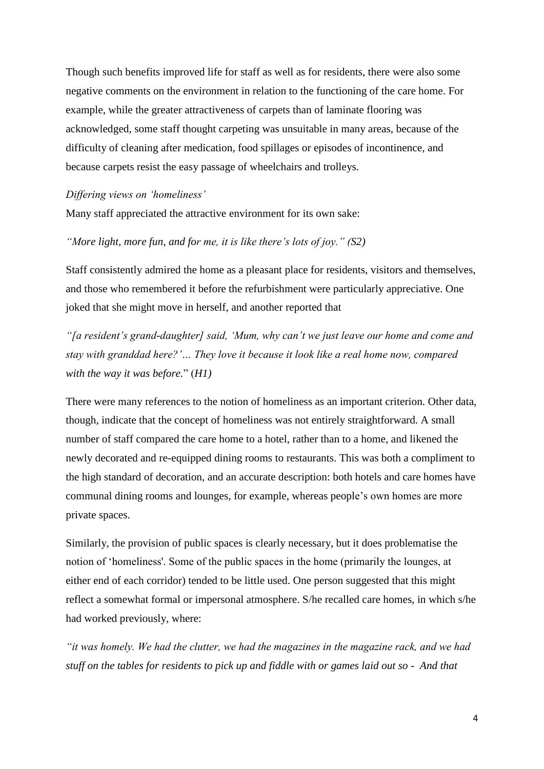Though such benefits improved life for staff as well as for residents, there were also some negative comments on the environment in relation to the functioning of the care home. For example, while the greater attractiveness of carpets than of laminate flooring was acknowledged, some staff thought carpeting was unsuitable in many areas, because of the difficulty of cleaning after medication, food spillages or episodes of incontinence, and because carpets resist the easy passage of wheelchairs and trolleys.

*Differing views on 'homeliness'*

Many staff appreciated the attractive environment for its own sake:

*"More light, more fun, and for me, it is like there's lots of joy." (S2)*

Staff consistently admired the home as a pleasant place for residents, visitors and themselves, and those who remembered it before the refurbishment were particularly appreciative. One joked that she might move in herself, and another reported that

*"[a resident's grand-daughter] said, 'Mum, why can't we just leave our home and come and stay with granddad here?'… They love it because it look like a real home now, compared with the way it was before.*" (*H1)*

There were many references to the notion of homeliness as an important criterion. Other data, though, indicate that the concept of homeliness was not entirely straightforward. A small number of staff compared the care home to a hotel, rather than to a home, and likened the newly decorated and re-equipped dining rooms to restaurants. This was both a compliment to the high standard of decoration, and an accurate description: both hotels and care homes have communal dining rooms and lounges, for example, whereas people's own homes are more private spaces.

Similarly, the provision of public spaces is clearly necessary, but it does problematise the notion of 'homeliness'. Some of the public spaces in the home (primarily the lounges, at either end of each corridor) tended to be little used. One person suggested that this might reflect a somewhat formal or impersonal atmosphere. S/he recalled care homes, in which s/he had worked previously, where:

*"it was homely. We had the clutter, we had the magazines in the magazine rack, and we had stuff on the tables for residents to pick up and fiddle with or games laid out so - And that*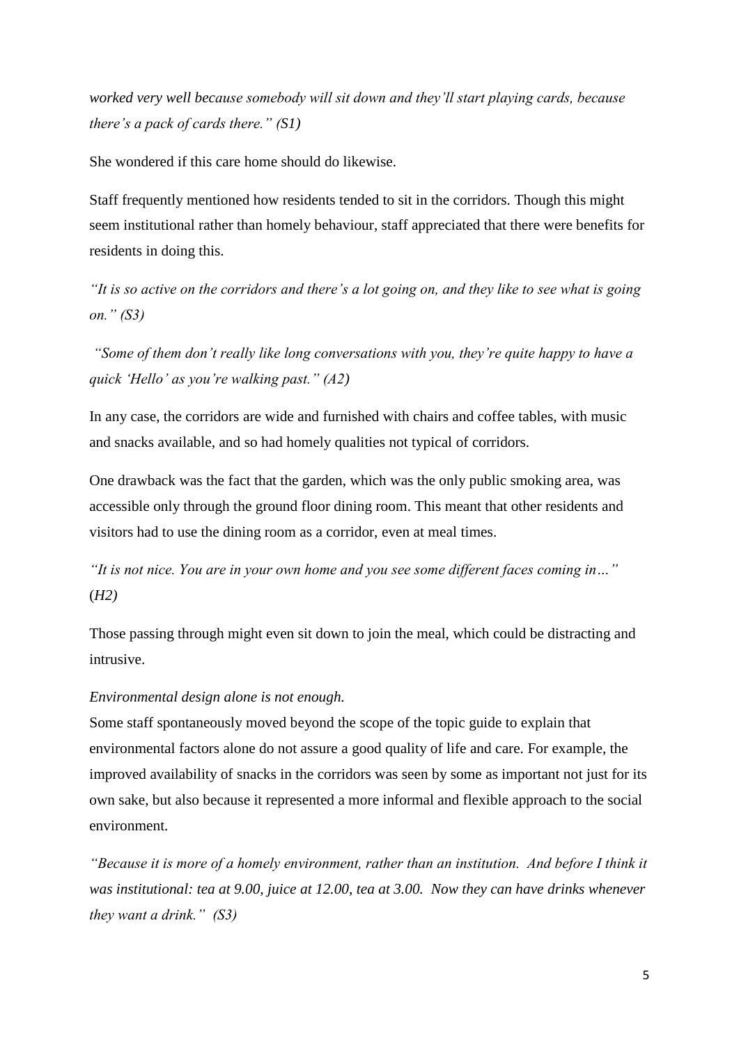*worked very well because somebody will sit down and they'll start playing cards, because there's a pack of cards there." (S1)*

She wondered if this care home should do likewise.

Staff frequently mentioned how residents tended to sit in the corridors. Though this might seem institutional rather than homely behaviour, staff appreciated that there were benefits for residents in doing this.

*"It is so active on the corridors and there's a lot going on, and they like to see what is going on." (S3)*

*"Some of them don't really like long conversations with you, they're quite happy to have a quick 'Hello' as you're walking past." (A2)*

In any case, the corridors are wide and furnished with chairs and coffee tables, with music and snacks available, and so had homely qualities not typical of corridors.

One drawback was the fact that the garden, which was the only public smoking area, was accessible only through the ground floor dining room. This meant that other residents and visitors had to use the dining room as a corridor, even at meal times.

*"It is not nice. You are in your own home and you see some different faces coming in…" (H2)*

Those passing through might even sit down to join the meal, which could be distracting and intrusive.

*Environmental design alone is not enough.*

Some staff spontaneously moved beyond the scope of the topic guide to explain that environmental factors alone do not assure a good quality of life and care. For example, the improved availability of snacks in the corridors was seen by some as important not just for its own sake, but also because it represented a more informal and flexible approach to the social environment.

*"Because it is more of a homely environment, rather than an institution. And before I think it was institutional: tea at 9.00, juice at 12.00, tea at 3.00. Now they can have drinks whenever they want a drink." (S3)*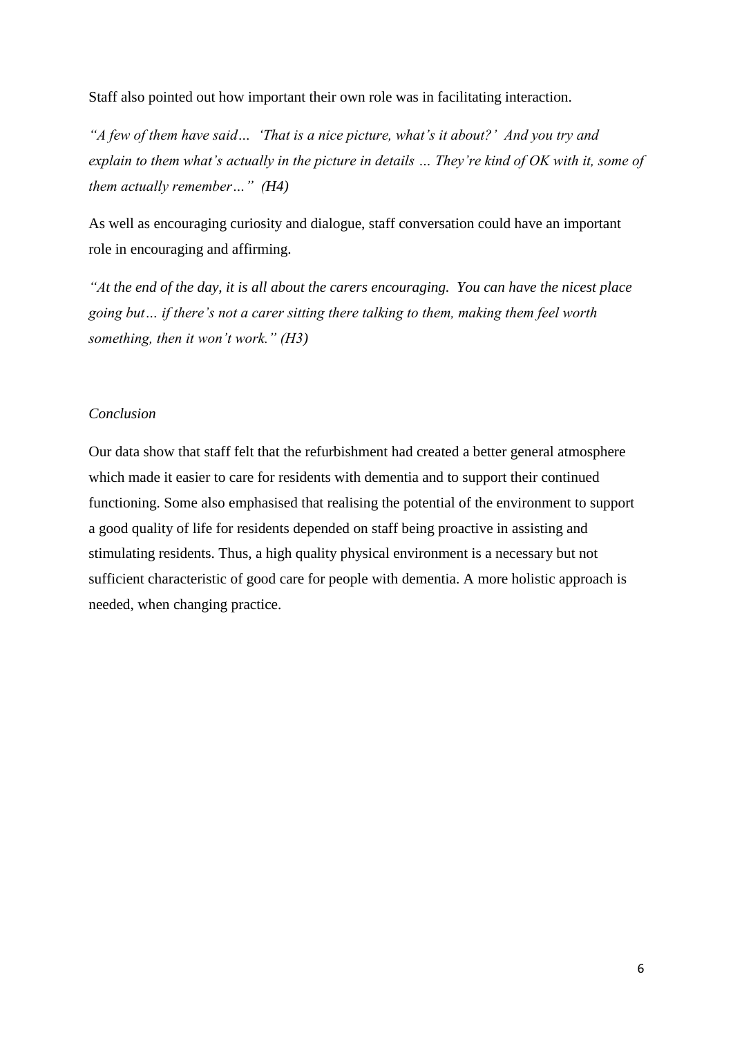Staff also pointed out how important their own role was in facilitating interaction.

*"A few of them have said… 'That is a nice picture, what's it about?' And you try and explain to them what's actually in the picture in details … They're kind of OK with it, some of them actually remember…" (H4)*

As well as encouraging curiosity and dialogue, staff conversation could have an important role in encouraging and affirming.

*"At the end of the day, it is all about the carers encouraging. You can have the nicest place going but… if there's not a carer sitting there talking to them, making them feel worth something, then it won't work." (H3)*

*Conclusion*

Our data show that staff felt that the refurbishment had created a better general atmosphere which made it easier to care for residents with dementia and to support their continued functioning. Some also emphasised that realising the potential of the environment to support a good quality of life for residents depended on staff being proactive in assisting and stimulating residents. Thus, a high quality physical environment is a necessary but not sufficient characteristic of good care for people with dementia. A more holistic approach is needed, when changing practice.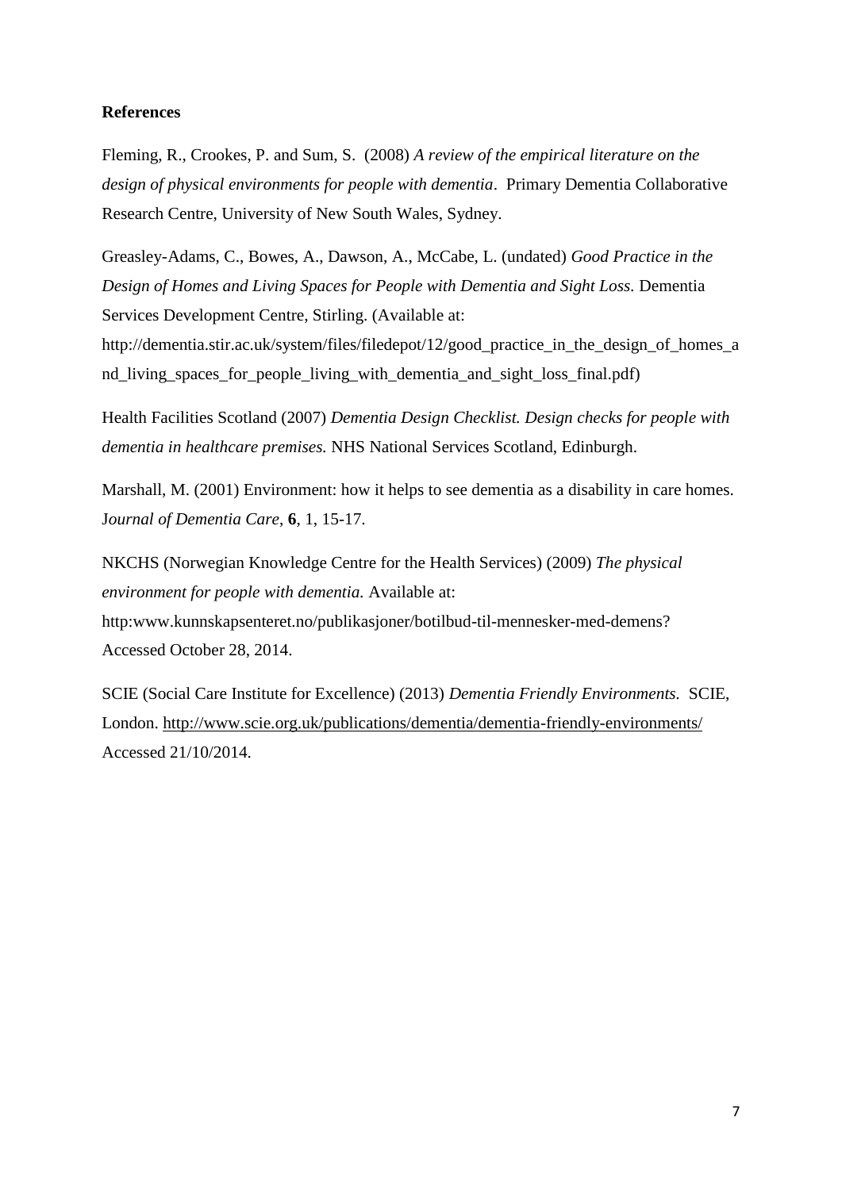**References**

Fleming, R., Crookes, P. and Sum, S. (2008) *A review of the empirical literature on the design of physical environments for people with dementia*. Primary Dementia Collaborative Research Centre, University of New South Wales, Sydney.

Greasley-Adams, C., Bowes, A., Dawson, A., McCabe, L. (undated) *Good Practice in the Design of Homes and Living Spaces for People with Dementia and Sight Loss.* Dementia Services Development Centre, Stirling. (Available at: http://dementia.stir.ac.uk/system/files/filedepot/12/good_practice_in_the_design_of_homes_and_living_spaces_for_people_living_with_dementia_and_sight_loss_final.pdf)

Health Facilities Scotland (2007) *Dementia Design Checklist. Design checks for people with dementia in healthcare premises.* NHS National Services Scotland, Edinburgh.

Marshall, M. (2001) Environment: how it helps to see dementia as a disability in care homes. *Journal of Dementia Care*, **6**, 1, 15-17.

NKCHS (Norwegian Knowledge Centre for the Health Services) (2009) *The physical environment for people with dementia.* Available at: http:www.kunnskapsenteret.no/publikasjoner/botilbud-til-mennesker-med-demens? Accessed October 28, 2014.

SCIE (Social Care Institute for Excellence) (2013) *Dementia Friendly Environments.* SCIE, London. http://www.scie.org.uk/publications/dementia/dementia-friendly-environments/ Accessed 21/10/2014.